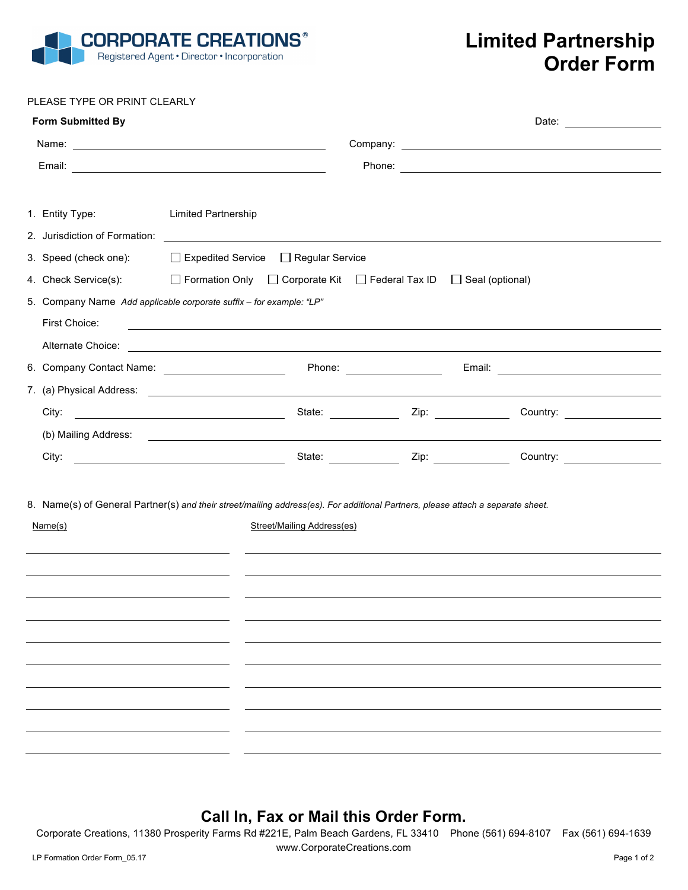**CORPORATE CREATIONS®**
Registered Agent • Director • Incorporation

# Limited Partnership Order Form

PLEASE TYPE OR PRINT CLEARLY

**Form Submitted By** Date: ______________

Name: ______________________ Company: ______________________

Email: ______________________ Phone: ______________________

1. Entity Type: Limited Partnership
2. Jurisdiction of Formation: ______________________
3. Speed (check one): ☐ Expedited Service ☐ Regular Service
4. Check Service(s): ☐ Formation Only ☐ Corporate Kit ☐ Federal Tax ID ☐ Seal (optional)
5. Company Name *Add applicable corporate suffix – for example: "LP"*

   First Choice: ______________________

   Alternate Choice: ______________________
6. Company Contact Name: ______________ Phone: ______________ Email: ______________
7. (a) Physical Address: ______________________

   City: ______________ State: ______________ Zip: ______________ Country: ______________

   (b) Mailing Address: ______________________

   City: ______________ State: ______________ Zip: ______________ Country: ______________
8. Name(s) of General Partner(s) *and their street/mailing address(es). For additional Partners, please attach a separate sheet.*

| Name(s) | Street/Mailing Address(es) |
|---|---|
| | |
| | |
| | |
| | |
| | |
| | |
| | |
| | |
| | |
| | |

## Call In, Fax or Mail this Order Form.

Corporate Creations, 11380 Prosperity Farms Rd #221E, Palm Beach Gardens, FL 33410 Phone (561) 694-8107 Fax (561) 694-1639
www.CorporateCreations.com

LP Formation Order Form_05.17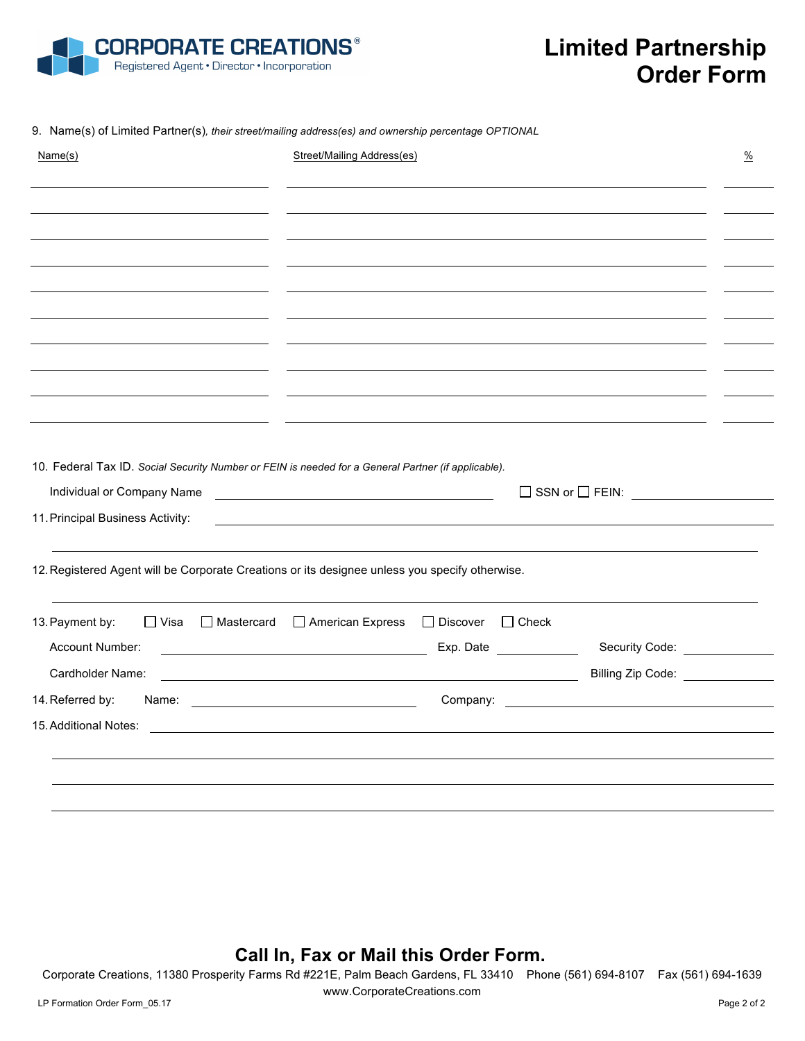# Limited Partnership Order Form

9. Name(s) of Limited Partner(s), *their street/mailing address(es) and ownership percentage OPTIONAL*

| Name(s) | Street/Mailing Address(es) | % |
|---|---|---|
| | | |
| | | |
| | | |
| | | |
| | | |
| | | |
| | | |
| | | |
| | | |
| | | |

10. Federal Tax ID. *Social Security Number or FEIN is needed for a General Partner (if applicable).*

Individual or Company Name ______________________ ☐ SSN or ☐ FEIN: ______________

11. Principal Business Activity: ______________________

12. Registered Agent will be Corporate Creations or its designee unless you specify otherwise.

13. Payment by: ☐ Visa ☐ Mastercard ☐ American Express ☐ Discover ☐ Check

Account Number: ______________________ Exp. Date __________ Security Code: __________

Cardholder Name: ______________________ Billing Zip Code: __________

14. Referred by: Name: ______________________ Company: ______________________

15. Additional Notes: ______________________

## Call In, Fax or Mail this Order Form.

Corporate Creations, 11380 Prosperity Farms Rd #221E, Palm Beach Gardens, FL 33410 Phone (561) 694-8107 Fax (561) 694-1639

www.CorporateCreations.com

LP Formation Order Form_05.17